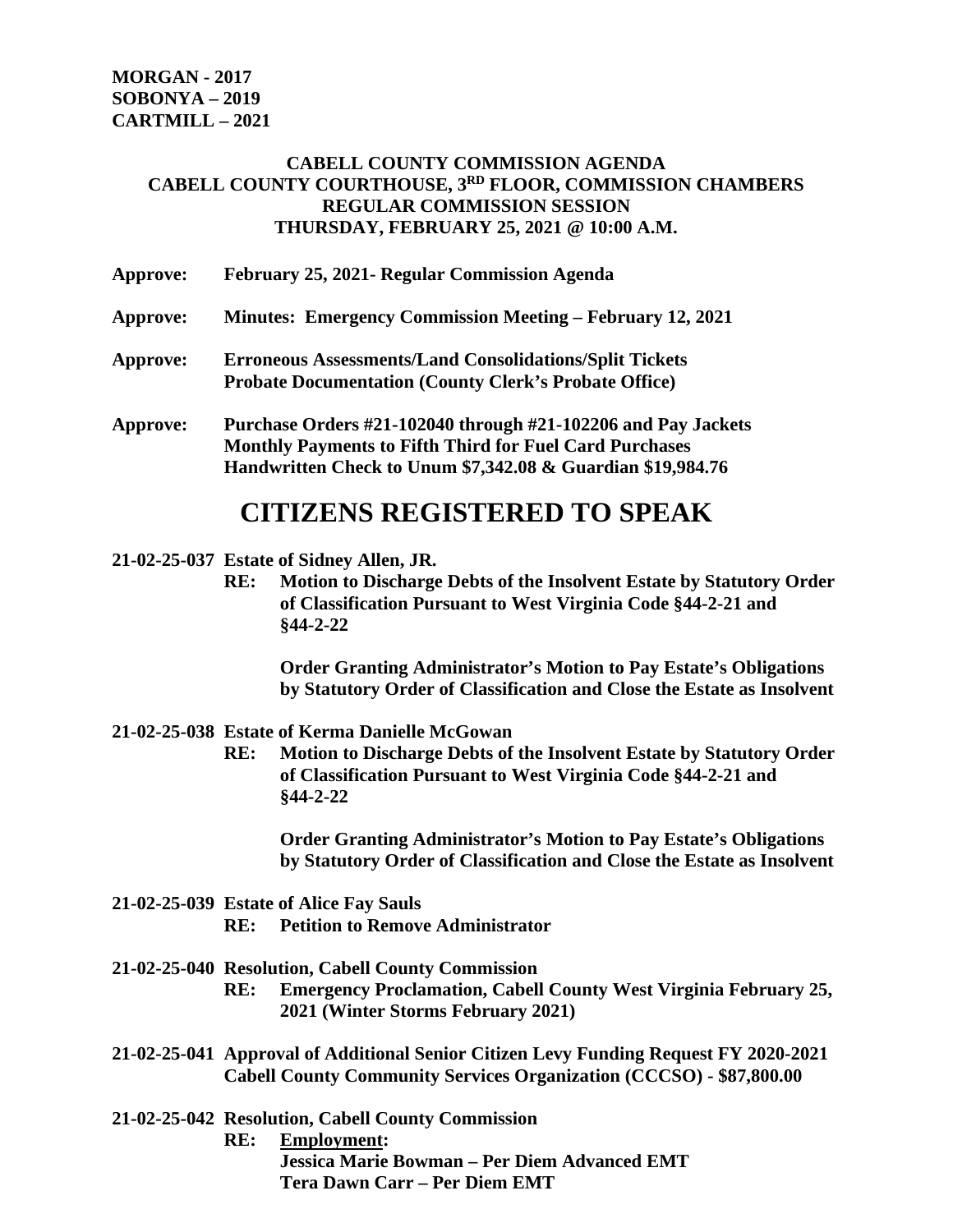**MORGAN - 2017**
**SOBONYA – 2019**
**CARTMILL – 2021**

**CABELL COUNTY COMMISSION AGENDA**
**CABELL COUNTY COURTHOUSE, 3RD FLOOR, COMMISSION CHAMBERS**
**REGULAR COMMISSION SESSION**
**THURSDAY, FEBRUARY 25, 2021 @ 10:00 A.M.**

**Approve:** **February 25, 2021- Regular Commission Agenda**

**Approve:** **Minutes: Emergency Commission Meeting – February 12, 2021**

**Approve:** **Erroneous Assessments/Land Consolidations/Split Tickets**
**Probate Documentation (County Clerk's Probate Office)**

**Approve:** **Purchase Orders #21-102040 through #21-102206 and Pay Jackets**
**Monthly Payments to Fifth Third for Fuel Card Purchases**
**Handwritten Check to Unum $7,342.08 & Guardian $19,984.76**

# CITIZENS REGISTERED TO SPEAK

**21-02-25-037 Estate of Sidney Allen, JR.**
**RE: Motion to Discharge Debts of the Insolvent Estate by Statutory Order of Classification Pursuant to West Virginia Code §44-2-21 and §44-2-22**

**Order Granting Administrator's Motion to Pay Estate's Obligations by Statutory Order of Classification and Close the Estate as Insolvent**

**21-02-25-038 Estate of Kerma Danielle McGowan**
**RE: Motion to Discharge Debts of the Insolvent Estate by Statutory Order of Classification Pursuant to West Virginia Code §44-2-21 and §44-2-22**

**Order Granting Administrator's Motion to Pay Estate's Obligations by Statutory Order of Classification and Close the Estate as Insolvent**

**21-02-25-039 Estate of Alice Fay Sauls**
**RE: Petition to Remove Administrator**

**21-02-25-040 Resolution, Cabell County Commission**
**RE: Emergency Proclamation, Cabell County West Virginia February 25, 2021 (Winter Storms February 2021)**

**21-02-25-041 Approval of Additional Senior Citizen Levy Funding Request FY 2020-2021 Cabell County Community Services Organization (CCCSO) - $87,800.00**

**21-02-25-042 Resolution, Cabell County Commission**
**RE: Employment:**
**Jessica Marie Bowman – Per Diem Advanced EMT**
**Tera Dawn Carr – Per Diem EMT**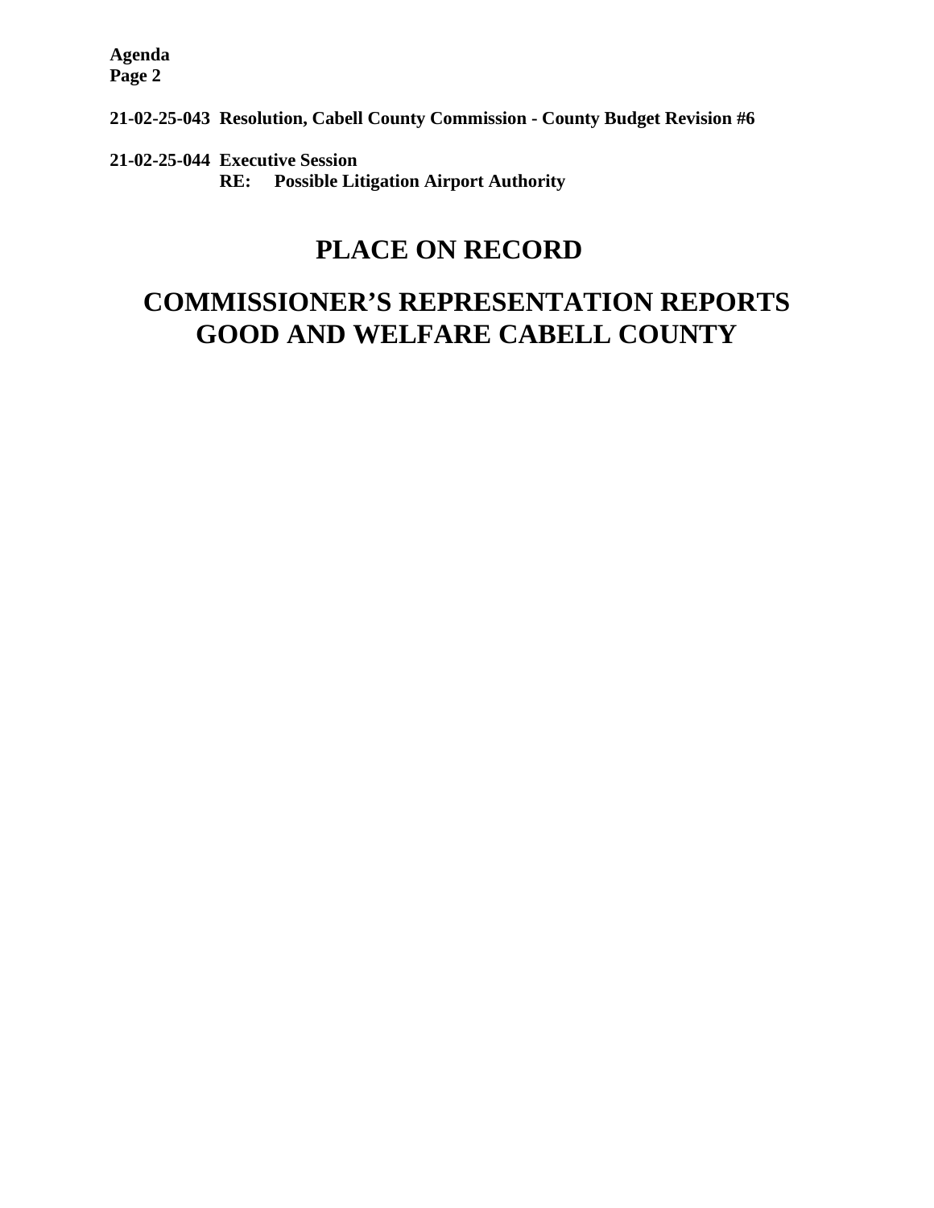**21-02-25-043 Resolution, Cabell County Commission - County Budget Revision #6**

**21-02-25-044 Executive Session**
**RE: Possible Litigation Airport Authority**

# PLACE ON RECORD

# COMMISSIONER'S REPRESENTATION REPORTS GOOD AND WELFARE CABELL COUNTY